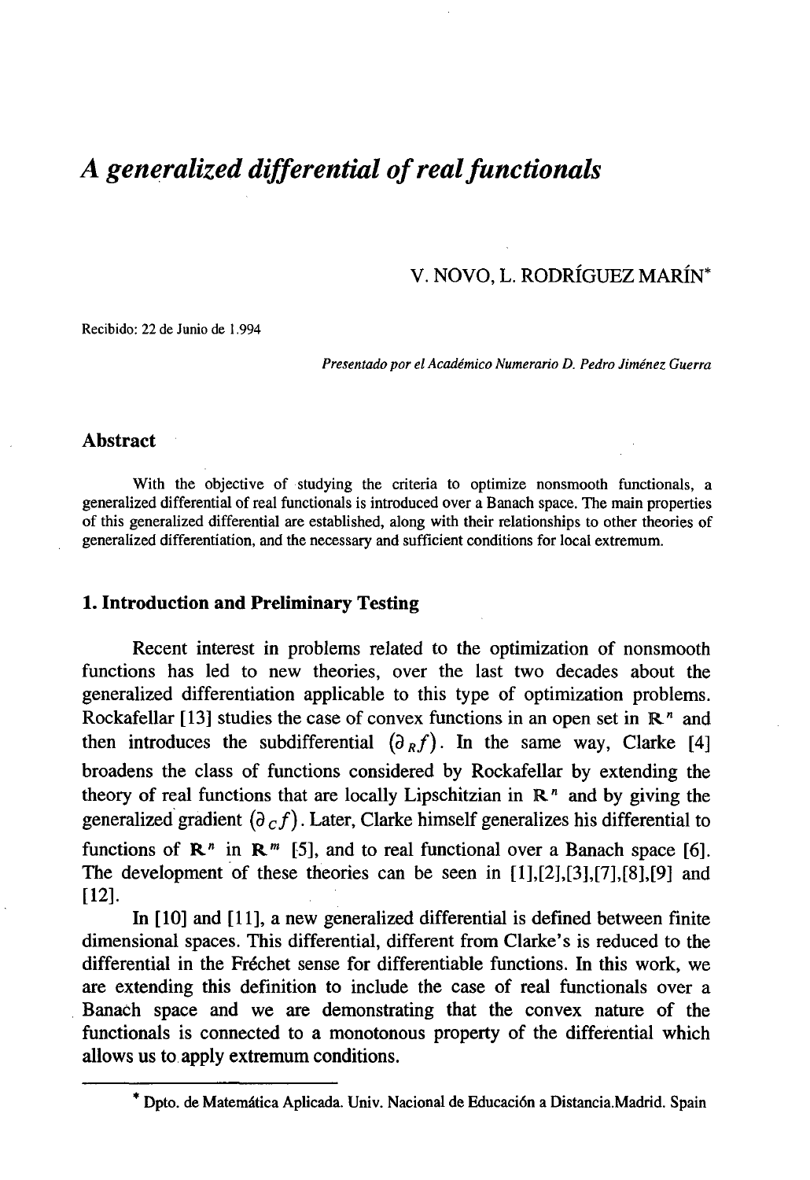# *A generalized differential of real functionals*

V. NOVO, L. RODRÍGUEZ MARÍN*

Recibido: 22 de Junio de 1.994

*Presentado por el Académico Numerario D. Pedro Jiménez Guerra*

## Abstract

With the objective of studying the criteria to optimize nonsmooth functionals, a generalized differential of real functionals is introduced over a Banach space. The main properties of this generalized differential are established, along with their relationships to other theories of generalized differentiation, and the necessary and sufficient conditions for local extremum.

## 1. Introduction and Preliminary Testing

Recent interest in problems related to the optimization of nonsmooth functions has led to new theories, over the last two decades about the generalized differentiation applicable to this type of optimization problems. Rockafellar [13] studies the case of convex functions in an open set in $\mathbb{R}^n$ and then introduces the subdifferential $(\partial_R f)$. In the same way, Clarke [4] broadens the class of functions considered by Rockafellar by extending the theory of real functions that are locally Lipschitzian in $\mathbb{R}^n$ and by giving the generalized gradient $(\partial_C f)$. Later, Clarke himself generalizes his differential to functions of $\mathbb{R}^n$ in $\mathbb{R}^m$ [5], and to real functional over a Banach space [6]. The development of these theories can be seen in [1],[2],[3],[7],[8],[9] and [12].

In [10] and [11], a new generalized differential is defined between finite dimensional spaces. This differential, different from Clarke's is reduced to the differential in the Fréchet sense for differentiable functions. In this work, we are extending this definition to include the case of real functionals over a Banach space and we are demonstrating that the convex nature of the functionals is connected to a monotonous property of the differential which allows us to apply extremum conditions.

---

* Dpto. de Matemática Aplicada. Univ. Nacional de Educación a Distancia.Madrid. Spain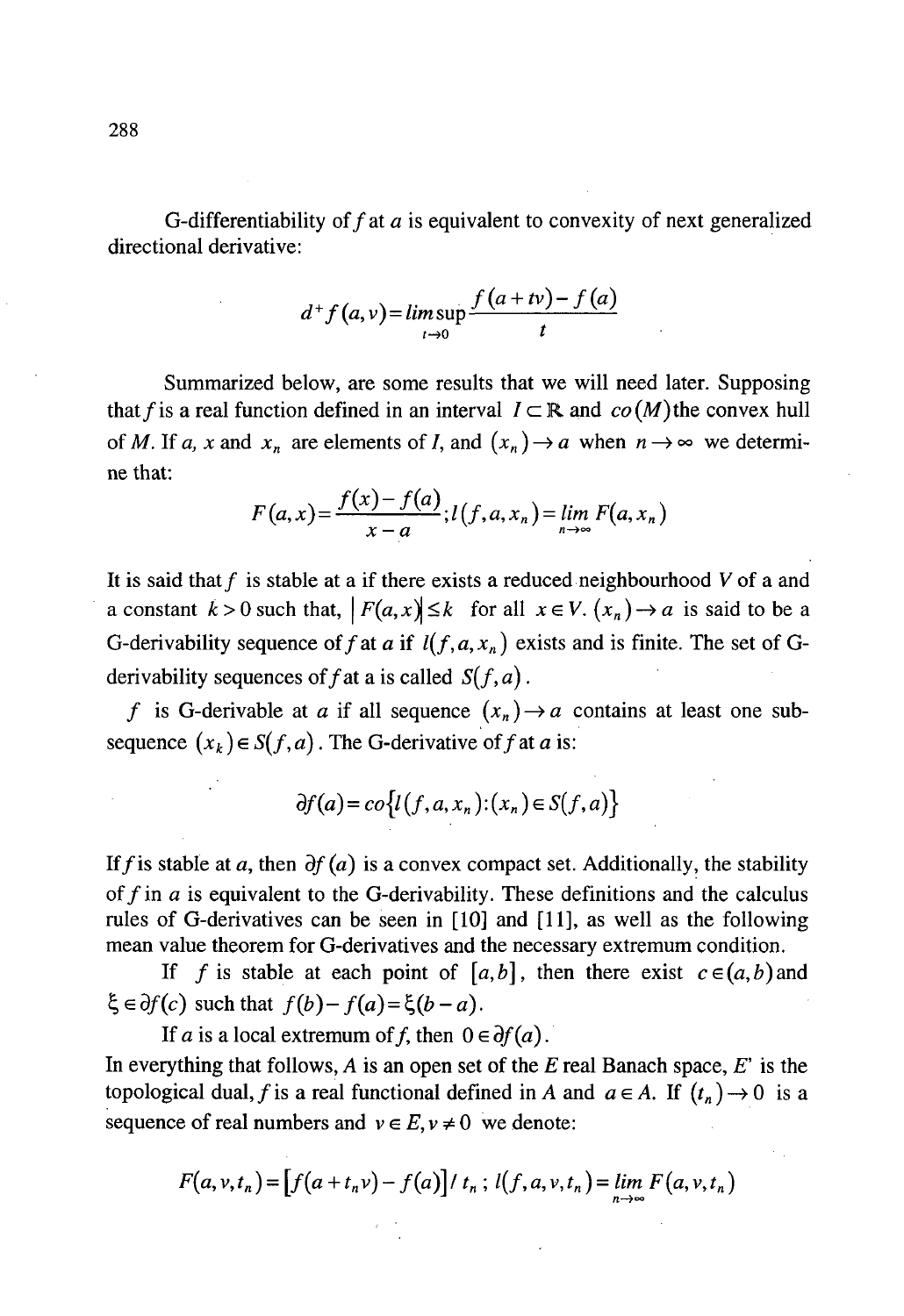G-differentiability of $f$ at $a$ is equivalent to convexity of next generalized directional derivative:

$$d^{+}f(a,v) = \limsup_{t \to 0} \frac{f(a+tv) - f(a)}{t}$$

Summarized below, are some results that we will need later. Supposing that $f$ is a real function defined in an interval $I \subset \mathbb{R}$ and $co(M)$ the convex hull of $M$. If $a$, $x$ and $x_n$ are elements of $I$, and $(x_n) \to a$ when $n \to \infty$ we determine that:

$$F(a,x) = \frac{f(x) - f(a)}{x - a}; l(f,a,x_n) = \lim_{n \to \infty} F(a,x_n)$$

It is said that $f$ is stable at a if there exists a reduced neighbourhood $V$ of a and a constant $k > 0$ such that, $|F(a,x)| \leq k$ for all $x \in V$. $(x_n) \to a$ is said to be a G-derivability sequence of $f$ at $a$ if $l(f,a,x_n)$ exists and is finite. The set of G-derivability sequences of $f$ at a is called $S(f,a)$.

$f$ is G-derivable at $a$ if all sequence $(x_n) \to a$ contains at least one subsequence $(x_k) \in S(f,a)$. The G-derivative of $f$ at $a$ is:

$$\partial f(a) = co\{l(f,a,x_n) : (x_n) \in S(f,a)\}$$

If $f$ is stable at $a$, then $\partial f(a)$ is a convex compact set. Additionally, the stability of $f$ in $a$ is equivalent to the G-derivability. These definitions and the calculus rules of G-derivatives can be seen in [10] and [11], as well as the following mean value theorem for G-derivatives and the necessary extremum condition.

If $f$ is stable at each point of $[a,b]$, then there exist $c \in (a,b)$ and $\xi \in \partial f(c)$ such that $f(b) - f(a) = \xi(b-a)$.

If $a$ is a local extremum of $f$, then $0 \in \partial f(a)$.

In everything that follows, $A$ is an open set of the $E$ real Banach space, $E'$ is the topological dual, $f$ is a real functional defined in $A$ and $a \in A$. If $(t_n) \to 0$ is a sequence of real numbers and $v \in E, v \neq 0$ we denote:

$$F(a,v,t_n) = [f(a + t_n v) - f(a)] / t_n \,;\; l(f,a,v,t_n) = \lim_{n \to \infty} F(a,v,t_n)$$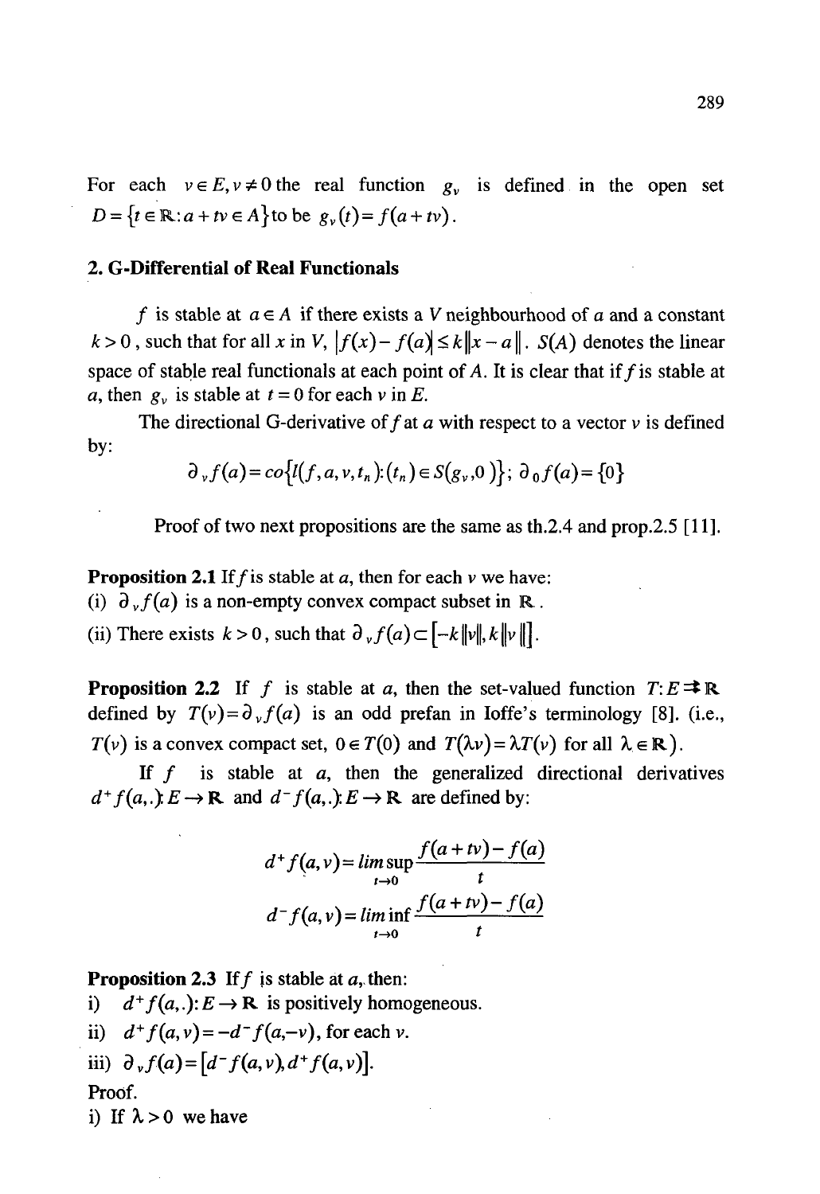For each $v \in E, v \neq 0$ the real function $g_v$ is defined in the open set $D = \{t \in \mathbb{R}: a + tv \in A\}$ to be $g_v(t) = f(a + tv)$.

## 2. G-Differential of Real Functionals

$f$ is stable at $a \in A$ if there exists a $V$ neighbourhood of $a$ and a constant $k > 0$, such that for all $x$ in $V$, $|f(x) - f(a)| \leq k\|x - a\|$. $S(A)$ denotes the linear space of stable real functionals at each point of $A$. It is clear that if $f$ is stable at $a$, then $g_v$ is stable at $t = 0$ for each $v$ in $E$.

The directional G-derivative of $f$ at $a$ with respect to a vector $v$ is defined by:

$$\partial_v f(a) = co\{l(f, a, v, t_n): (t_n) \in S(g_v, 0)\}; \ \partial_0 f(a) = \{0\}$$

Proof of two next propositions are the same as th.2.4 and prop.2.5 [11].

**Proposition 2.1** If $f$ is stable at $a$, then for each $v$ we have:
(i) $\partial_v f(a)$ is a non-empty convex compact subset in $\mathbb{R}$.
(ii) There exists $k > 0$, such that $\partial_v f(a) \subset [-k\|v\|, k\|v\|]$.

**Proposition 2.2** If $f$ is stable at $a$, then the set-valued function $T: E \rightrightarrows \mathbb{R}$ defined by $T(v) = \partial_v f(a)$ is an odd prefan in Ioffe's terminology [8]. (i.e., $T(v)$ is a convex compact set, $0 \in T(0)$ and $T(\lambda v) = \lambda T(v)$ for all $\lambda \in \mathbb{R}$).

If $f$ is stable at $a$, then the generalized directional derivatives $d^+ f(a,.): E \to \mathbb{R}$ and $d^- f(a,.): E \to \mathbb{R}$ are defined by:

$$d^+ f(a, v) = \limsup_{t \to 0} \frac{f(a + tv) - f(a)}{t}$$

$$d^- f(a, v) = \liminf_{t \to 0} \frac{f(a + tv) - f(a)}{t}$$

**Proposition 2.3** If $f$ is stable at $a$, then:
i) $d^+ f(a,.): E \to \mathbb{R}$ is positively homogeneous.
ii) $d^+ f(a, v) = -d^- f(a, -v)$, for each $v$.
iii) $\partial_v f(a) = [d^- f(a, v), d^+ f(a, v)]$.

Proof.
i) If $\lambda > 0$ we have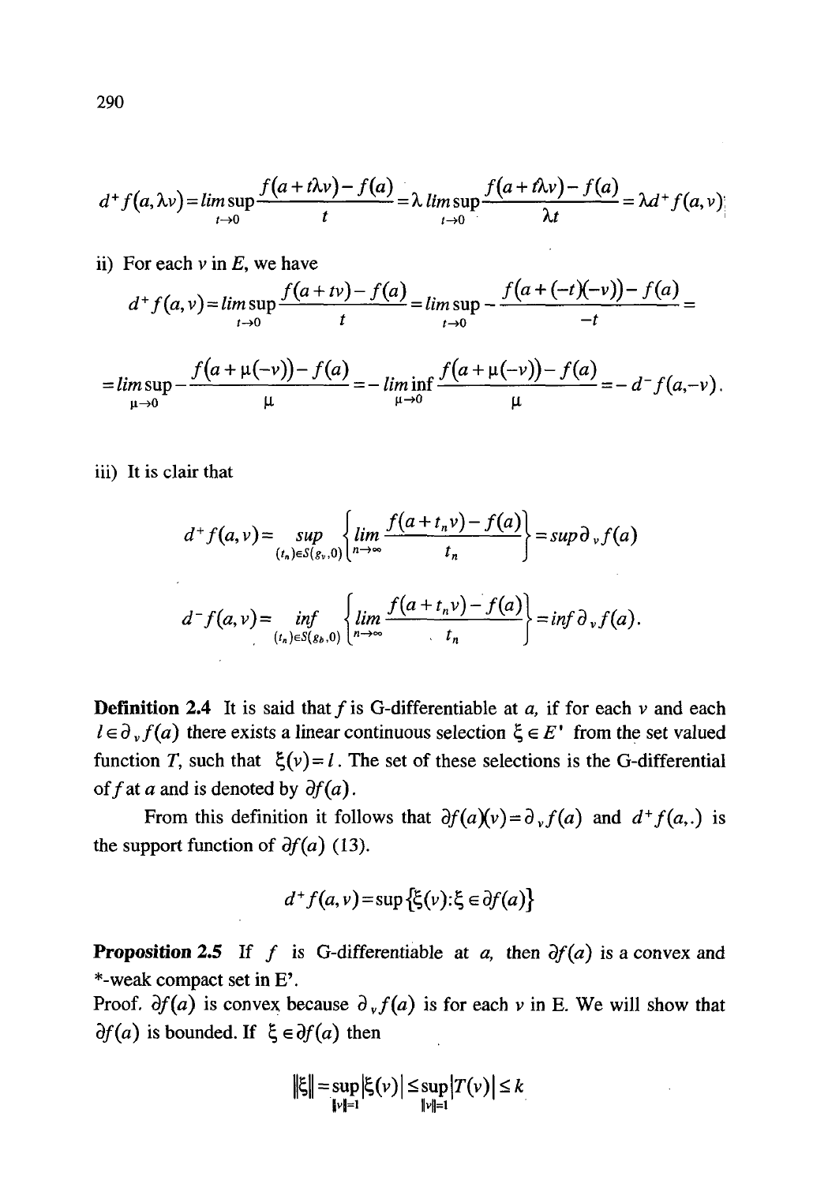$$d^+f(a,\lambda v) = \limsup_{t\to 0}\frac{f(a+t\lambda v)-f(a)}{t} = \lambda \limsup_{t\to 0}\frac{f(a+t\lambda v)-f(a)}{\lambda t} = \lambda d^+f(a,v);$$

ii) For each $v$ in $E$, we have

$$d^+f(a,v) = \limsup_{t\to 0}\frac{f(a+tv)-f(a)}{t} = \limsup_{t\to 0} -\frac{f(a+(-t)(-v))-f(a)}{-t} =$$

$$= \limsup_{\mu\to 0} -\frac{f(a+\mu(-v))-f(a)}{\mu} = -\liminf_{\mu\to 0}\frac{f(a+\mu(-v))-f(a)}{\mu} = -d^-f(a,-v).$$

iii) It is clair that

$$d^+f(a,v) = \sup_{(t_n)\in S(g_v,0)}\left\{\lim_{n\to\infty}\frac{f(a+t_nv)-f(a)}{t_n}\right\} = \sup \partial_v f(a)$$

$$d^-f(a,v) = \inf_{(t_n)\in S(g_b,0)}\left\{\lim_{n\to\infty}\frac{f(a+t_nv)-f(a)}{t_n}\right\} = \inf \partial_v f(a).$$

**Definition 2.4** It is said that $f$ is G-differentiable at $a$, if for each $v$ and each $l \in \partial_v f(a)$ there exists a linear continuous selection $\xi \in E'$ from the set valued function $T$, such that $\xi(v) = l$. The set of these selections is the G-differential of $f$ at $a$ and is denoted by $\partial f(a)$.

From this definition it follows that $\partial f(a)(v) = \partial_v f(a)$ and $d^+f(a,.)$ is the support function of $\partial f(a)$ (13).

$$d^+f(a,v) = \sup\{\xi(v) : \xi \in \partial f(a)\}$$

**Proposition 2.5** If $f$ is G-differentiable at $a$, then $\partial f(a)$ is a convex and *-weak compact set in E'.

Proof. $\partial f(a)$ is convex because $\partial_v f(a)$ is for each $v$ in E. We will show that $\partial f(a)$ is bounded. If $\xi \in \partial f(a)$ then

$$\|\xi\| = \sup_{\|v\|=1}|\xi(v)| \le \sup_{\|v\|=1}|T(v)| \le k$$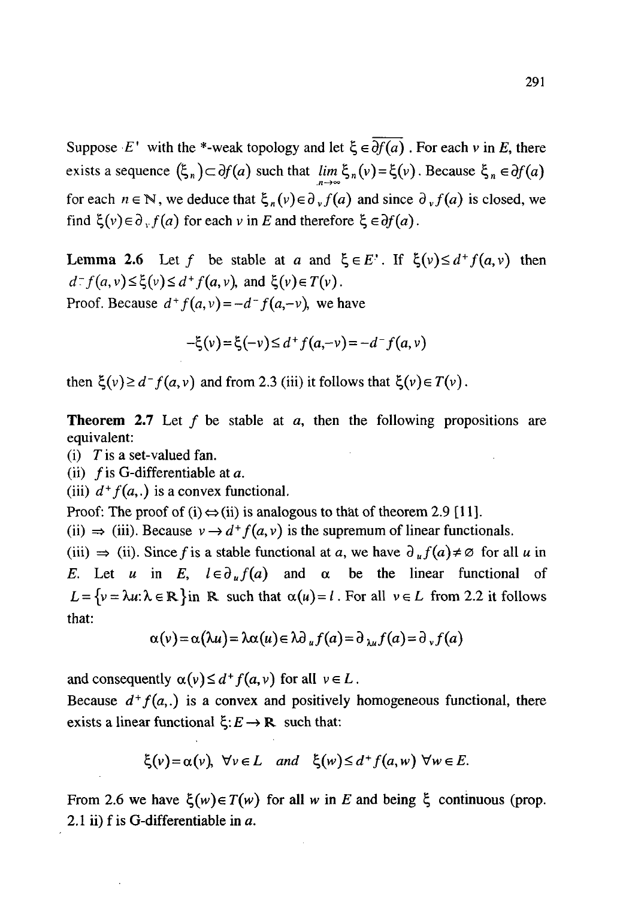Suppose $E'$ with the *-weak topology and let $\xi \in \overline{\partial f(a)}$. For each $v$ in $E$, there exists a sequence $(\xi_n) \subset \partial f(a)$ such that $\lim_{n\to\infty} \xi_n(v) = \xi(v)$. Because $\xi_n \in \partial f(a)$ for each $n \in \mathbb{N}$, we deduce that $\xi_n(v) \in \partial_v f(a)$ and since $\partial_v f(a)$ is closed, we find $\xi(v) \in \partial_v f(a)$ for each $v$ in $E$ and therefore $\xi \in \partial f(a)$.

**Lemma 2.6** Let $f$ be stable at $a$ and $\xi \in E'$. If $\xi(v) \leq d^+ f(a,v)$ then $d^- f(a,v) \leq \xi(v) \leq d^+ f(a,v)$, and $\xi(v) \in T(v)$.

Proof. Because $d^+ f(a,v) = -d^- f(a,-v)$, we have

$$-\xi(v) = \xi(-v) \leq d^+ f(a,-v) = -d^- f(a,v)$$

then $\xi(v) \geq d^- f(a,v)$ and from 2.3 (iii) it follows that $\xi(v) \in T(v)$.

**Theorem 2.7** Let $f$ be stable at $a$, then the following propositions are equivalent:

(i) $T$ is a set-valued fan.

(ii) $f$ is G-differentiable at $a$.

(iii) $d^+ f(a,.)$ is a convex functional.

Proof: The proof of (i) $\Leftrightarrow$ (ii) is analogous to that of theorem 2.9 [11].

(ii) $\Rightarrow$ (iii). Because $v \to d^+ f(a,v)$ is the supremum of linear functionals.

(iii) $\Rightarrow$ (ii). Since $f$ is a stable functional at $a$, we have $\partial_u f(a) \neq \emptyset$ for all $u$ in $E$. Let $u$ in $E$, $l \in \partial_u f(a)$ and $\alpha$ be the linear functional of $L = \{v = \lambda u : \lambda \in \mathbb{R}\}$ in $\mathbb{R}$ such that $\alpha(u) = l$. For all $v \in L$ from 2.2 it follows that:

$$\alpha(v) = \alpha(\lambda u) = \lambda \alpha(u) \in \lambda \partial_u f(a) = \partial_{\lambda u} f(a) = \partial_v f(a)$$

and consequently $\alpha(v) \leq d^+ f(a,v)$ for all $v \in L$.

Because $d^+ f(a,.)$ is a convex and positively homogeneous functional, there exists a linear functional $\xi : E \to \mathbb{R}$ such that:

$$\xi(v) = \alpha(v),\ \forall v \in L \quad and \quad \xi(w) \leq d^+ f(a,w)\ \forall w \in E.$$

From 2.6 we have $\xi(w) \in T(w)$ for all $w$ in $E$ and being $\xi$ continuous (prop. 2.1 ii) f is G-differentiable in $a$.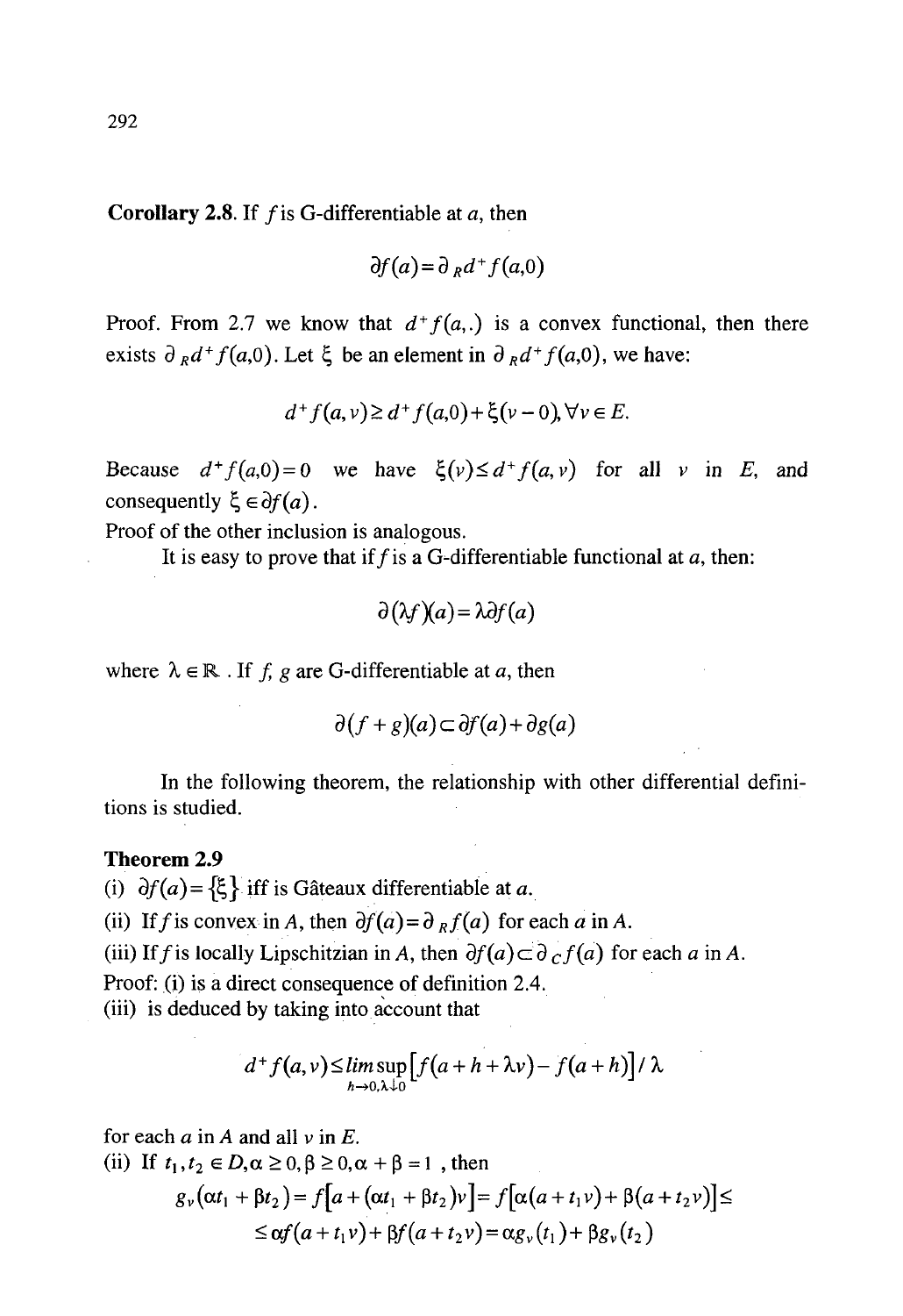**Corollary 2.8.** If $f$ is G-differentiable at $a$, then

$$\partial f(a) = \partial_R d^+ f(a,0)$$

Proof. From 2.7 we know that $d^+ f(a,.)$ is a convex functional, then there exists $\partial_R d^+ f(a,0)$. Let $\xi$ be an element in $\partial_R d^+ f(a,0)$, we have:

$$d^+ f(a,v) \geq d^+ f(a,0) + \xi(v-0), \forall v \in E.$$

Because $d^+ f(a,0) = 0$ we have $\xi(v) \leq d^+ f(a,v)$ for all $v$ in $E$, and consequently $\xi \in \partial f(a)$.

Proof of the other inclusion is analogous.

It is easy to prove that if $f$ is a G-differentiable functional at $a$, then:

$$\partial(\lambda f)(a) = \lambda \partial f(a)$$

where $\lambda \in \mathbb{R}$. If $f$, $g$ are G-differentiable at $a$, then

$$\partial(f+g)(a) \subset \partial f(a) + \partial g(a)$$

In the following theorem, the relationship with other differential definitions is studied.

**Theorem 2.9**

(i) $\partial f(a) = \{\xi\}$ iff is Gâteaux differentiable at $a$.

(ii) If $f$ is convex in $A$, then $\partial f(a) = \partial_R f(a)$ for each $a$ in $A$.

(iii) If $f$ is locally Lipschitzian in $A$, then $\partial f(a) \subset \partial_C f(a)$ for each $a$ in $A$.

Proof: (i) is a direct consequence of definition 2.4.

(iii) is deduced by taking into account that

$$d^+ f(a,v) \leq \limsup_{h \to 0, \lambda \downarrow 0} \left[ f(a+h+\lambda v) - f(a+h) \right] / \lambda$$

for each $a$ in $A$ and all $v$ in $E$.

(ii) If $t_1, t_2 \in D, \alpha \geq 0, \beta \geq 0, \alpha + \beta = 1$, then

$$g_v(\alpha t_1 + \beta t_2) = f[a + (\alpha t_1 + \beta t_2)v] = f[\alpha(a + t_1 v) + \beta(a + t_2 v)] \leq$$
$$\leq \alpha f(a + t_1 v) + \beta f(a + t_2 v) = \alpha g_v(t_1) + \beta g_v(t_2)$$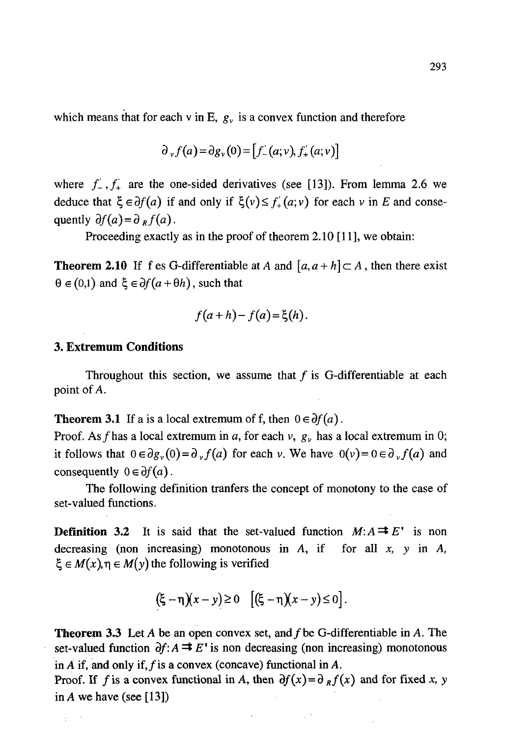which means that for each v in E, $g_v$ is a convex function and therefore

$$\partial_v f(a) = \partial g_v(0) = \left[f'_-(a;v), f'_+(a;v)\right]$$

where $f'_-, f'_+$ are the one-sided derivatives (see [13]). From lemma 2.6 we deduce that $\xi \in \partial f(a)$ if and only if $\xi(v) \leq f'_+(a;v)$ for each $v$ in $E$ and consequently $\partial f(a) = \partial_R f(a)$.

Proceeding exactly as in the proof of theorem 2.10 [11], we obtain:

**Theorem 2.10** If f es G-differentiable at $A$ and $[a, a+h] \subset A$, then there exist $\theta \in (0,1)$ and $\xi \in \partial f(a+\theta h)$, such that

$$f(a+h) - f(a) = \xi(h).$$

## 3. Extremum Conditions

Throughout this section, we assume that $f$ is G-differentiable at each point of $A$.

**Theorem 3.1** If a is a local extremum of f, then $0 \in \partial f(a)$.
Proof. As $f$ has a local extremum in $a$, for each $v$, $g_v$ has a local extremum in 0; it follows that $0 \in \partial g_v(0) = \partial_v f(a)$ for each $v$. We have $0(v) = 0 \in \partial_v f(a)$ and consequently $0 \in \partial f(a)$.

The following definition tranfers the concept of monotony to the case of set-valued functions.

**Definition 3.2** It is said that the set-valued function $M\colon A \rightrightarrows E'$ is non decreasing (non increasing) monotonous in $A$, if for all $x$, $y$ in $A$, $\xi \in M(x), \eta \in M(y)$ the following is verified

$$(\xi - \eta)(x - y) \geq 0 \quad \left[(\xi - \eta)(x - y) \leq 0\right].$$

**Theorem 3.3** Let $A$ be an open convex set, and $f$ be G-differentiable in $A$. The set-valued function $\partial f\colon A \rightrightarrows E'$ is non decreasing (non increasing) monotonous in $A$ if, and only if, $f$ is a convex (concave) functional in $A$.
Proof. If $f$ is a convex functional in $A$, then $\partial f(x) = \partial_R f(x)$ and for fixed $x$, $y$ in $A$ we have (see [13])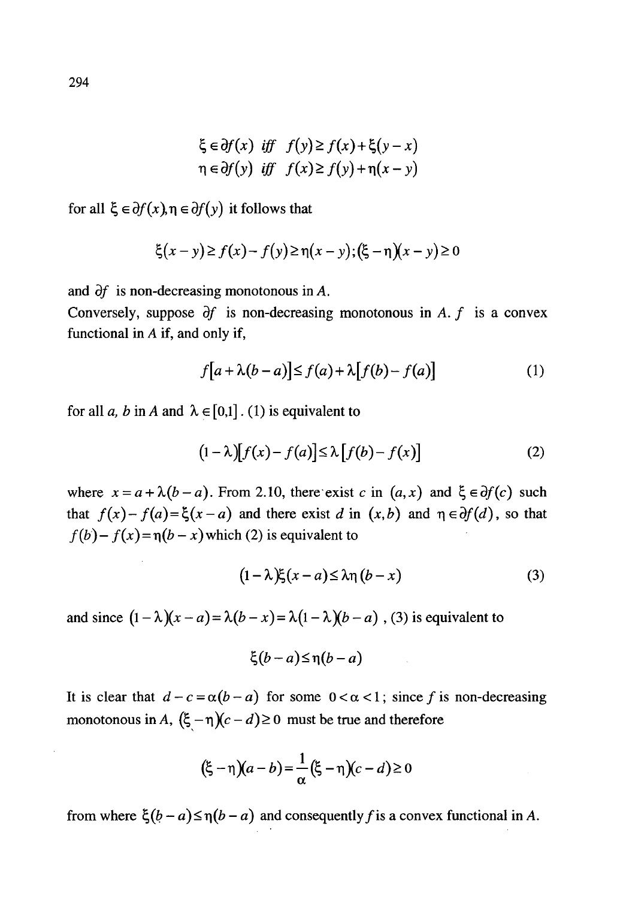$$\xi \in \partial f(x) \text{ iff } f(y) \geq f(x) + \xi(y-x)$$
$$\eta \in \partial f(y) \text{ iff } f(x) \geq f(y) + \eta(x-y)$$

for all $\xi \in \partial f(x), \eta \in \partial f(y)$ it follows that

$$\xi(x-y) \geq f(x) - f(y) \geq \eta(x-y); (\xi - \eta)(x-y) \geq 0$$

and $\partial f$ is non-decreasing monotonous in $A$.
Conversely, suppose $\partial f$ is non-decreasing monotonous in $A$. $f$ is a convex functional in $A$ if, and only if,

$$f[a + \lambda(b-a)] \leq f(a) + \lambda[f(b) - f(a)] \tag{1}$$

for all $a$, $b$ in $A$ and $\lambda \in [0,1]$. (1) is equivalent to

$$(1-\lambda)[f(x) - f(a)] \leq \lambda[f(b) - f(x)] \tag{2}$$

where $x = a + \lambda(b-a)$. From 2.10, there exist $c$ in $(a,x)$ and $\xi \in \partial f(c)$ such that $f(x) - f(a) = \xi(x-a)$ and there exist $d$ in $(x,b)$ and $\eta \in \partial f(d)$, so that $f(b) - f(x) = \eta(b-x)$ which (2) is equivalent to

$$(1-\lambda)\xi(x-a) \leq \lambda\eta(b-x) \tag{3}$$

and since $(1-\lambda)(x-a) = \lambda(b-x) = \lambda(1-\lambda)(b-a)$, (3) is equivalent to

$$\xi(b-a) \leq \eta(b-a)$$

It is clear that $d - c = \alpha(b-a)$ for some $0 < \alpha < 1$; since $f$ is non-decreasing monotonous in $A$, $(\xi - \eta)(c-d) \geq 0$ must be true and therefore

$$(\xi - \eta)(a-b) = \frac{1}{\alpha}(\xi - \eta)(c-d) \geq 0$$

from where $\xi(b-a) \leq \eta(b-a)$ and consequently $f$ is a convex functional in $A$.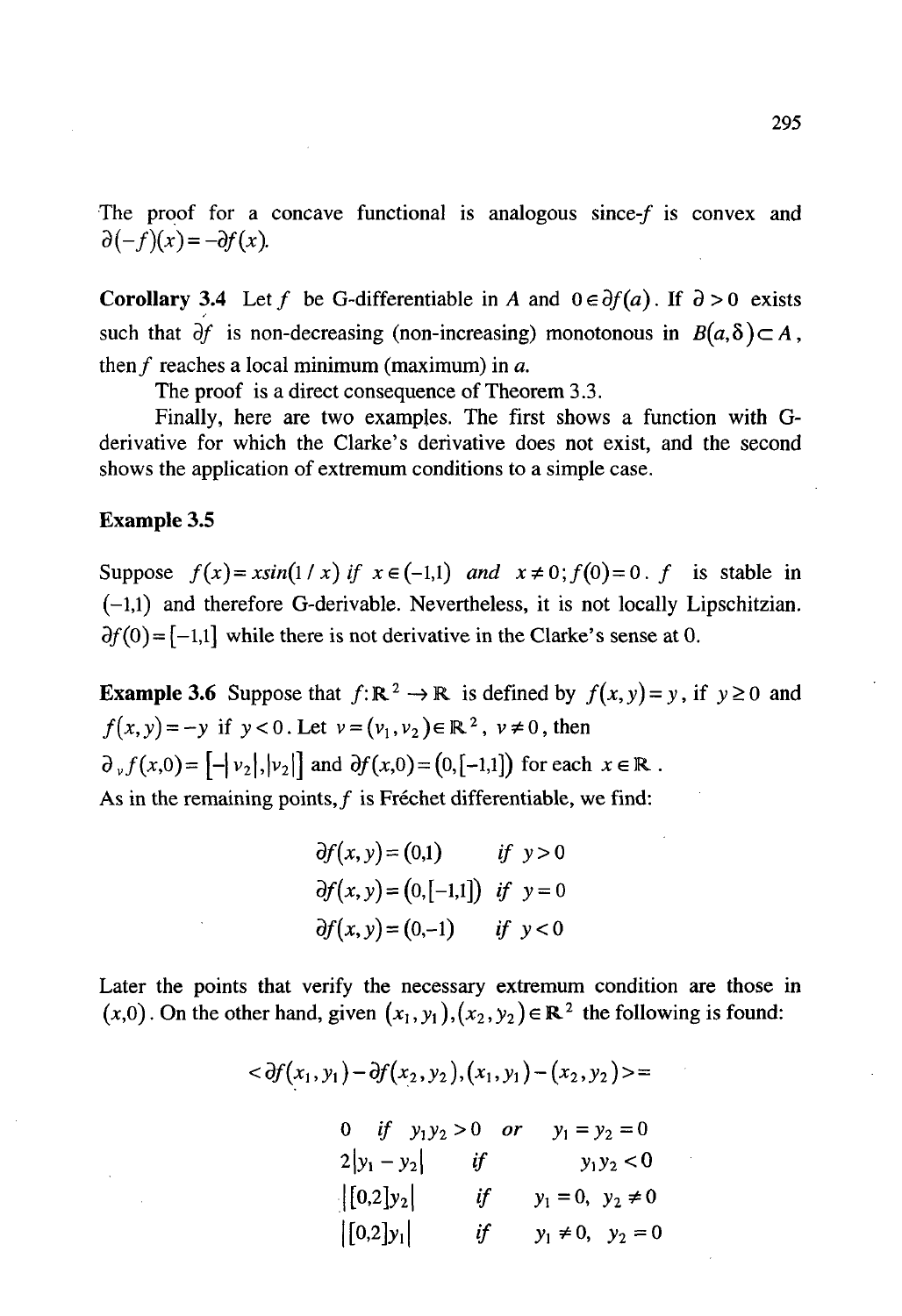The proof for a concave functional is analogous since $-f$ is convex and $\partial(-f)(x) = -\partial f(x)$.

**Corollary 3.4** Let $f$ be G-differentiable in $A$ and $0 \in \partial f(a)$. If $\partial > 0$ exists such that $\partial f$ is non-decreasing (non-increasing) monotonous in $B(a,\delta) \subset A$, then $f$ reaches a local minimum (maximum) in $a$.

The proof is a direct consequence of Theorem 3.3.

Finally, here are two examples. The first shows a function with G-derivative for which the Clarke's derivative does not exist, and the second shows the application of extremum conditions to a simple case.

**Example 3.5**

Suppose $f(x) = x\sin(1/x)$ *if* $x \in (-1,1)$ *and* $x \neq 0; f(0) = 0$. $f$ is stable in $(-1,1)$ and therefore G-derivable. Nevertheless, it is not locally Lipschitzian. $\partial f(0) = [-1,1]$ while there is not derivative in the Clarke's sense at 0.

**Example 3.6** Suppose that $f: \mathbb{R}^2 \to \mathbb{R}$ is defined by $f(x,y) = y$, if $y \geq 0$ and $f(x,y) = -y$ if $y < 0$. Let $v = (v_1, v_2) \in \mathbb{R}^2$, $v \neq 0$, then $\partial_v f(x,0) = [-|v_2|, |v_2|]$ and $\partial f(x,0) = (0,[-1,1])$ for each $x \in \mathbb{R}$.

As in the remaining points, $f$ is Fréchet differentiable, we find:

$$
\begin{aligned}
\partial f(x,y) &= (0,1) && \text{if } y > 0 \\
\partial f(x,y) &= (0,[-1,1]) && \text{if } y = 0 \\
\partial f(x,y) &= (0,-1) && \text{if } y < 0
\end{aligned}
$$

Later the points that verify the necessary extremum condition are those in $(x,0)$. On the other hand, given $(x_1,y_1),(x_2,y_2) \in \mathbb{R}^2$ the following is found:

$$
<\partial f(x_1,y_1) - \partial f(x_2,y_2), (x_1,y_1) - (x_2,y_2)> =
$$

$$
\begin{aligned}
&0 && \text{if } y_1 y_2 > 0 \;\; \text{or} \;\; y_1 = y_2 = 0 \\
&2|y_1 - y_2| && \text{if } y_1 y_2 < 0 \\
&|[0,2]y_2| && \text{if } y_1 = 0, \; y_2 \neq 0 \\
&|[0,2]y_1| && \text{if } y_1 \neq 0, \; y_2 = 0
\end{aligned}
$$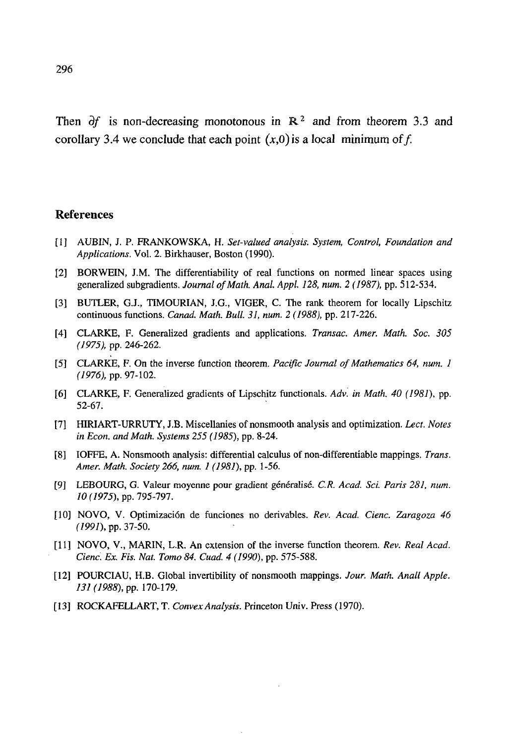Then $\partial f$ is non-decreasing monotonous in $\mathbb{R}^2$ and from theorem 3.3 and corollary 3.4 we conclude that each point $(x,0)$ is a local minimum of $f$.

## References

[1] AUBIN, J. P. FRANKOWSKA, H. *Set-valued analysis. System, Control, Foundation and Applications.* Vol. 2. Birkhauser, Boston (1990).

[2] BORWEIN, J.M. The differentiability of real functions on normed linear spaces using generalized subgradients. *Journal of Math. Anal. Appl. 128, num. 2 (1987),* pp. 512-534.

[3] BUTLER, G.J., TIMOURIAN, J.G., VIGER, C. The rank theorem for locally Lipschitz continuous functions. *Canad. Math. Bull. 31, num. 2 (1988),* pp. 217-226.

[4] CLARKE, F. Generalized gradients and applications. *Transac. Amer. Math. Soc. 305 (1975),* pp. 246-262.

[5] CLARKE, F. On the inverse function theorem. *Pacific Journal of Mathematics 64, num. 1 (1976),* pp. 97-102.

[6] CLARKE, F. Generalized gradients of Lipschitz functionals. *Adv. in Math. 40 (1981),* pp. 52-67.

[7] HIRIART-URRUTY, J.B. Miscellanies of nonsmooth analysis and optimization. *Lect. Notes in Econ. and Math. Systems 255 (1985),* pp. 8-24.

[8] IOFFE, A. Nonsmooth analysis: differential calculus of non-differentiable mappings. *Trans. Amer. Math. Society 266, num. 1 (1981),* pp. 1-56.

[9] LEBOURG, G. Valeur moyenne pour gradient généralisé. *C.R. Acad. Sci. Paris 281, num. 10 (1975),* pp. 795-797.

[10] NOVO, V. Optimización de funciones no derivables. *Rev. Acad. Cienc. Zaragoza 46 (1991),* pp. 37-50.

[11] NOVO, V., MARIN, L.R. An extension of the inverse function theorem. *Rev. Real Acad. Cienc. Ex. Fis. Nat. Tomo 84. Cuad. 4 (1990),* pp. 575-588.

[12] POURCIAU, H.B. Global invertibility of nonsmooth mappings. *Jour. Math. Anall Apple. 131 (1988),* pp. 170-179.

[13] ROCKAFELLART, T. *Convex Analysis.* Princeton Univ. Press (1970).